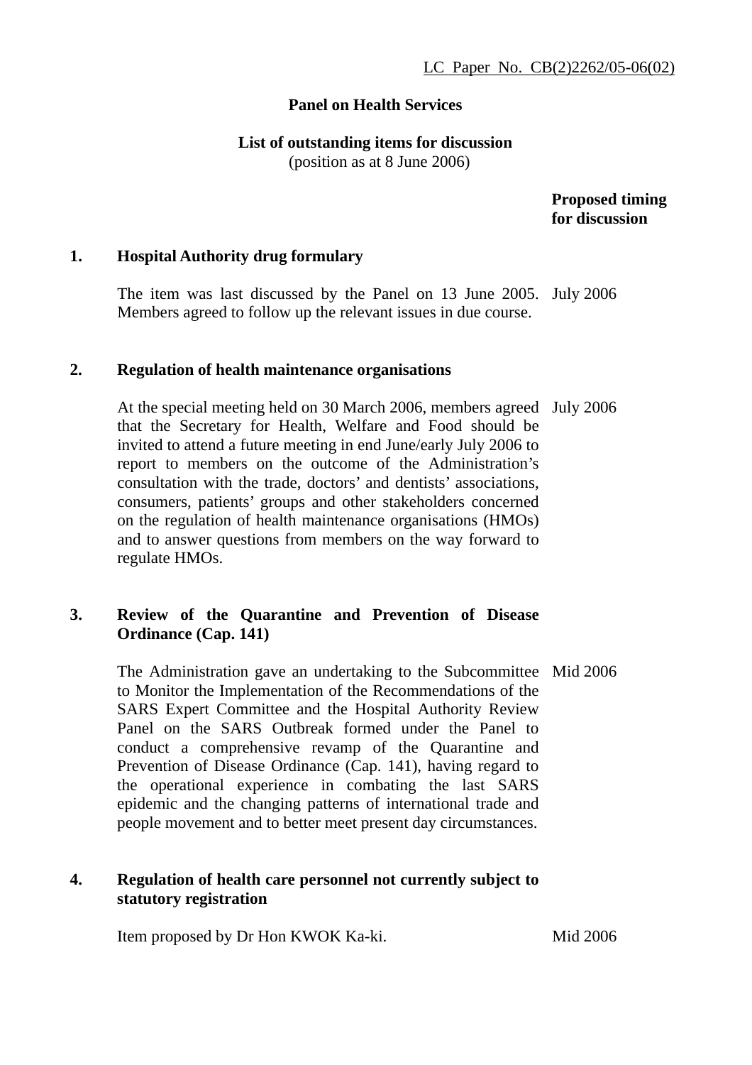LC Paper No. CB(2)2262/05-06(02)

**Panel on Health Services**

**List of outstanding items for discussion**
(position as at 8 June 2006)

| | | **Proposed timing for discussion** |
|---|---|---|
| **1.** | **Hospital Authority drug formulary** | |
| | The item was last discussed by the Panel on 13 June 2005. Members agreed to follow up the relevant issues in due course. | July 2006 |
| **2.** | **Regulation of health maintenance organisations** | |
| | At the special meeting held on 30 March 2006, members agreed that the Secretary for Health, Welfare and Food should be invited to attend a future meeting in end June/early July 2006 to report to members on the outcome of the Administration's consultation with the trade, doctors' and dentists' associations, consumers, patients' groups and other stakeholders concerned on the regulation of health maintenance organisations (HMOs) and to answer questions from members on the way forward to regulate HMOs. | July 2006 |
| **3.** | **Review of the Quarantine and Prevention of Disease Ordinance (Cap. 141)** | |
| | The Administration gave an undertaking to the Subcommittee to Monitor the Implementation of the Recommendations of the SARS Expert Committee and the Hospital Authority Review Panel on the SARS Outbreak formed under the Panel to conduct a comprehensive revamp of the Quarantine and Prevention of Disease Ordinance (Cap. 141), having regard to the operational experience in combating the last SARS epidemic and the changing patterns of international trade and people movement and to better meet present day circumstances. | Mid 2006 |
| **4.** | **Regulation of health care personnel not currently subject to statutory registration** | |
| | Item proposed by Dr Hon KWOK Ka-ki. | Mid 2006 |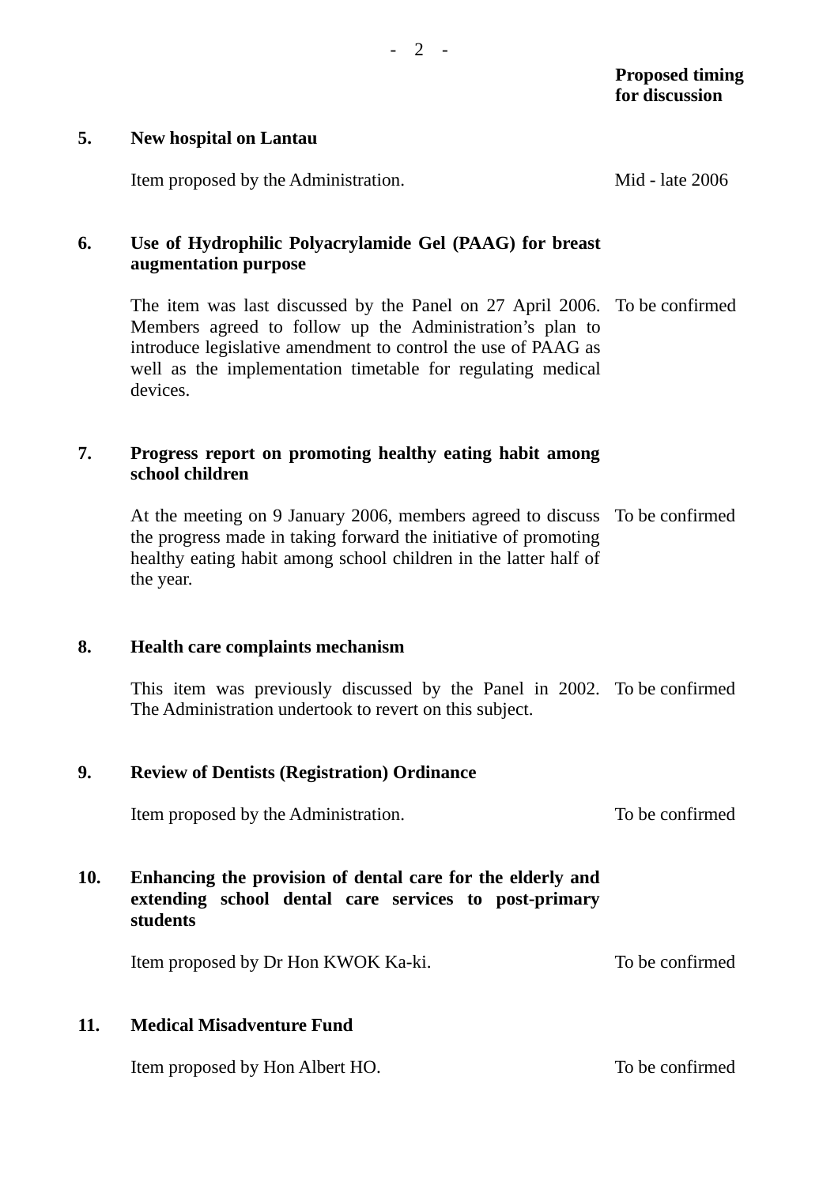| | | Proposed timing for discussion |
|---|---|---|
| **5.** | **New hospital on Lantau** | |
| | Item proposed by the Administration. | Mid - late 2006 |
| **6.** | **Use of Hydrophilic Polyacrylamide Gel (PAAG) for breast augmentation purpose** | |
| | The item was last discussed by the Panel on 27 April 2006. Members agreed to follow up the Administration's plan to introduce legislative amendment to control the use of PAAG as well as the implementation timetable for regulating medical devices. | To be confirmed |
| **7.** | **Progress report on promoting healthy eating habit among school children** | |
| | At the meeting on 9 January 2006, members agreed to discuss the progress made in taking forward the initiative of promoting healthy eating habit among school children in the latter half of the year. | To be confirmed |
| **8.** | **Health care complaints mechanism** | |
| | This item was previously discussed by the Panel in 2002. The Administration undertook to revert on this subject. | To be confirmed |
| **9.** | **Review of Dentists (Registration) Ordinance** | |
| | Item proposed by the Administration. | To be confirmed |
| **10.** | **Enhancing the provision of dental care for the elderly and extending school dental care services to post-primary students** | |
| | Item proposed by Dr Hon KWOK Ka-ki. | To be confirmed |
| **11.** | **Medical Misadventure Fund** | |
| | Item proposed by Hon Albert HO. | To be confirmed |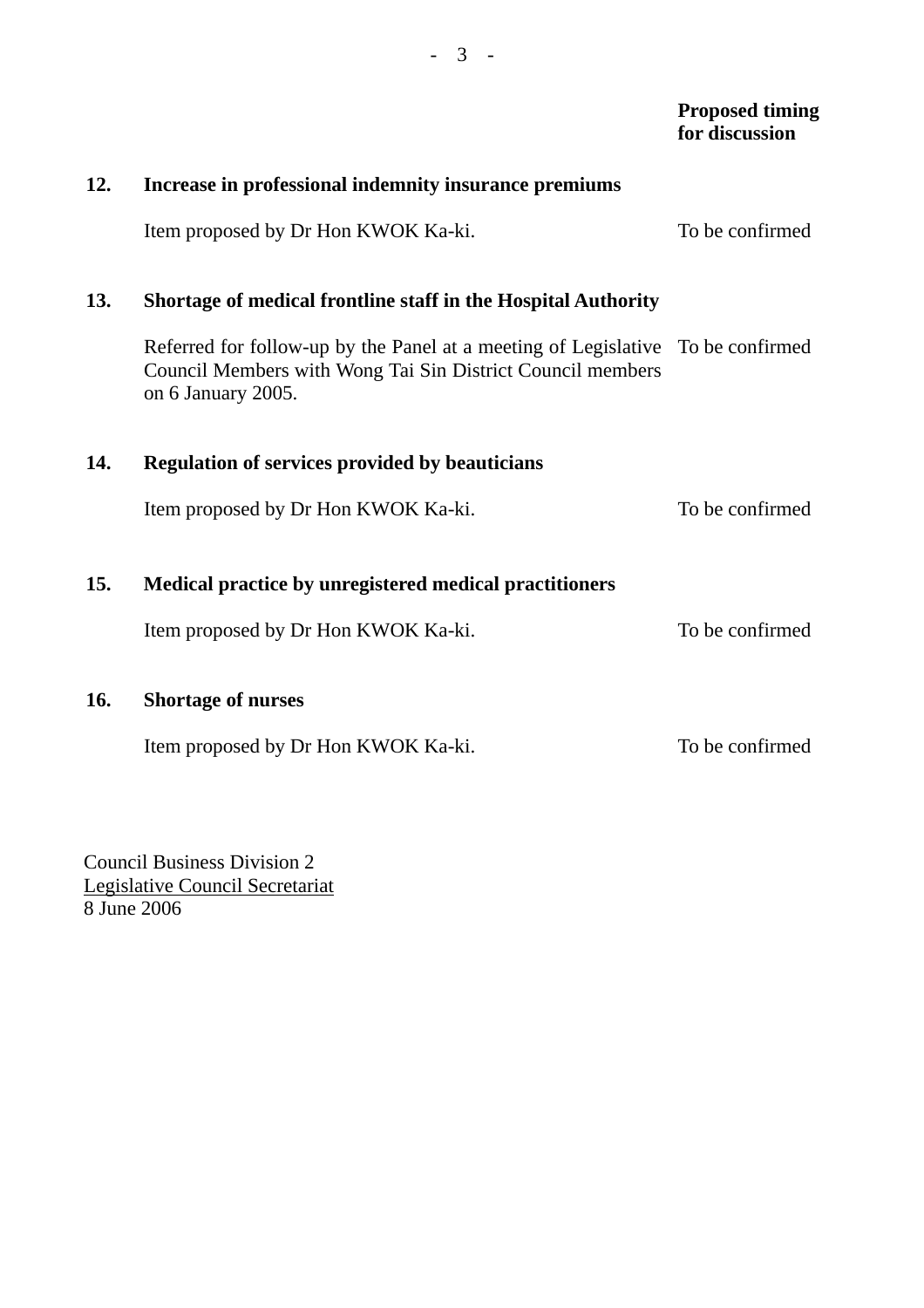| | | Proposed timing for discussion |
|---|---|---|
| **12.** | **Increase in professional indemnity insurance premiums** | |
| | Item proposed by Dr Hon KWOK Ka-ki. | To be confirmed |
| **13.** | **Shortage of medical frontline staff in the Hospital Authority** | |
| | Referred for follow-up by the Panel at a meeting of Legislative Council Members with Wong Tai Sin District Council members on 6 January 2005. | To be confirmed |
| **14.** | **Regulation of services provided by beauticians** | |
| | Item proposed by Dr Hon KWOK Ka-ki. | To be confirmed |
| **15.** | **Medical practice by unregistered medical practitioners** | |
| | Item proposed by Dr Hon KWOK Ka-ki. | To be confirmed |
| **16.** | **Shortage of nurses** | |
| | Item proposed by Dr Hon KWOK Ka-ki. | To be confirmed |

Council Business Division 2
Legislative Council Secretariat
8 June 2006